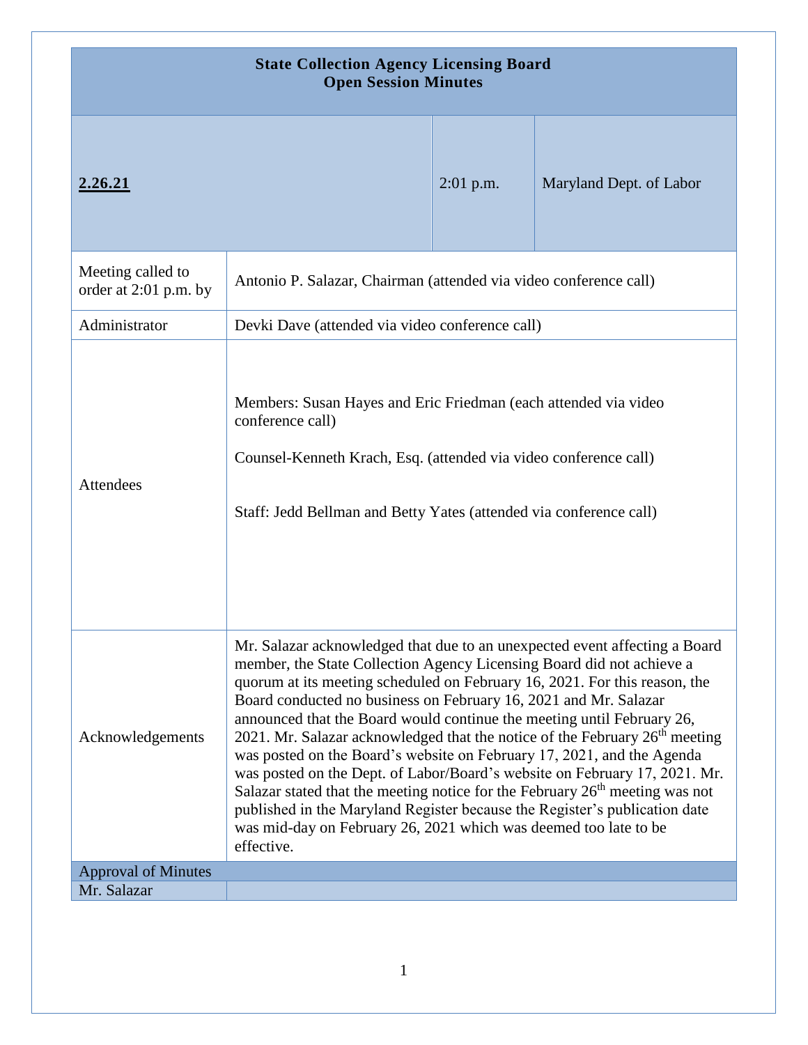# State Collection Agency Licensing Board
## Open Session Minutes

| **2.26.21** | 2:01 p.m. | Maryland Dept. of Labor |
|---|---|---|

| | |
|---|---|
| Meeting called to order at 2:01 p.m. by | Antonio P. Salazar, Chairman (attended via video conference call) |
| Administrator | Devki Dave (attended via video conference call) |
| Attendees | Members: Susan Hayes and Eric Friedman (each attended via video conference call)<br><br>Counsel-Kenneth Krach, Esq. (attended via video conference call)<br><br>Staff: Jedd Bellman and Betty Yates (attended via conference call) |
| Acknowledgements | Mr. Salazar acknowledged that due to an unexpected event affecting a Board member, the State Collection Agency Licensing Board did not achieve a quorum at its meeting scheduled on February 16, 2021. For this reason, the Board conducted no business on February 16, 2021 and Mr. Salazar announced that the Board would continue the meeting until February 26, 2021. Mr. Salazar acknowledged that the notice of the February 26th meeting was posted on the Board's website on February 17, 2021, and the Agenda was posted on the Dept. of Labor/Board's website on February 17, 2021. Mr. Salazar stated that the meeting notice for the February 26th meeting was not published in the Maryland Register because the Register's publication date was mid-day on February 26, 2021 which was deemed too late to be effective. |
| Approval of Minutes | |
| Mr. Salazar | |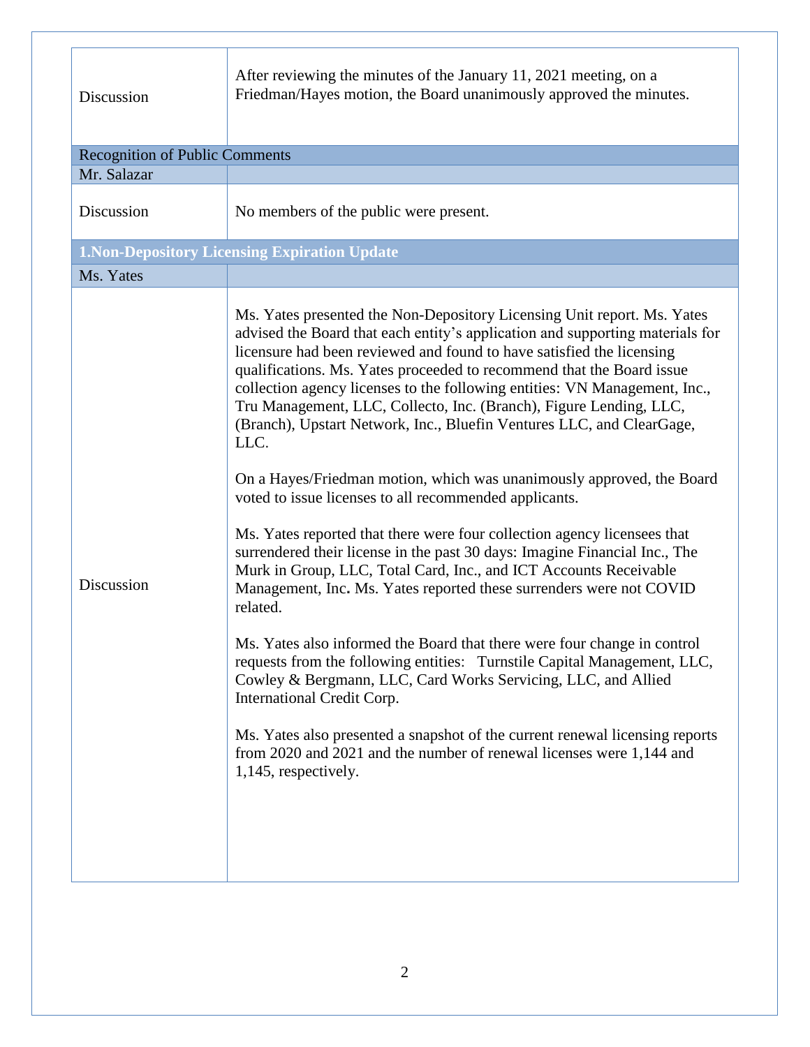| | |
|---|---|
| Discussion | After reviewing the minutes of the January 11, 2021 meeting, on a Friedman/Hayes motion, the Board unanimously approved the minutes. |

**Recognition of Public Comments**

| | |
|---|---|
| Mr. Salazar | |
| Discussion | No members of the public were present. |

**1.Non-Depository Licensing Expiration Update**

| | |
|---|---|
| Ms. Yates | |
| Discussion | Ms. Yates presented the Non-Depository Licensing Unit report. Ms. Yates advised the Board that each entity's application and supporting materials for licensure had been reviewed and found to have satisfied the licensing qualifications. Ms. Yates proceeded to recommend that the Board issue collection agency licenses to the following entities: VN Management, Inc., Tru Management, LLC, Collecto, Inc. (Branch), Figure Lending, LLC, (Branch), Upstart Network, Inc., Bluefin Ventures LLC, and ClearGage, LLC.<br><br>On a Hayes/Friedman motion, which was unanimously approved, the Board voted to issue licenses to all recommended applicants.<br><br>Ms. Yates reported that there were four collection agency licensees that surrendered their license in the past 30 days: Imagine Financial Inc., The Murk in Group, LLC, Total Card, Inc., and ICT Accounts Receivable Management, Inc**.** Ms. Yates reported these surrenders were not COVID related.<br><br>Ms. Yates also informed the Board that there were four change in control requests from the following entities: Turnstile Capital Management, LLC, Cowley & Bergmann, LLC, Card Works Servicing, LLC, and Allied International Credit Corp.<br><br>Ms. Yates also presented a snapshot of the current renewal licensing reports from 2020 and 2021 and the number of renewal licenses were 1,144 and 1,145, respectively. |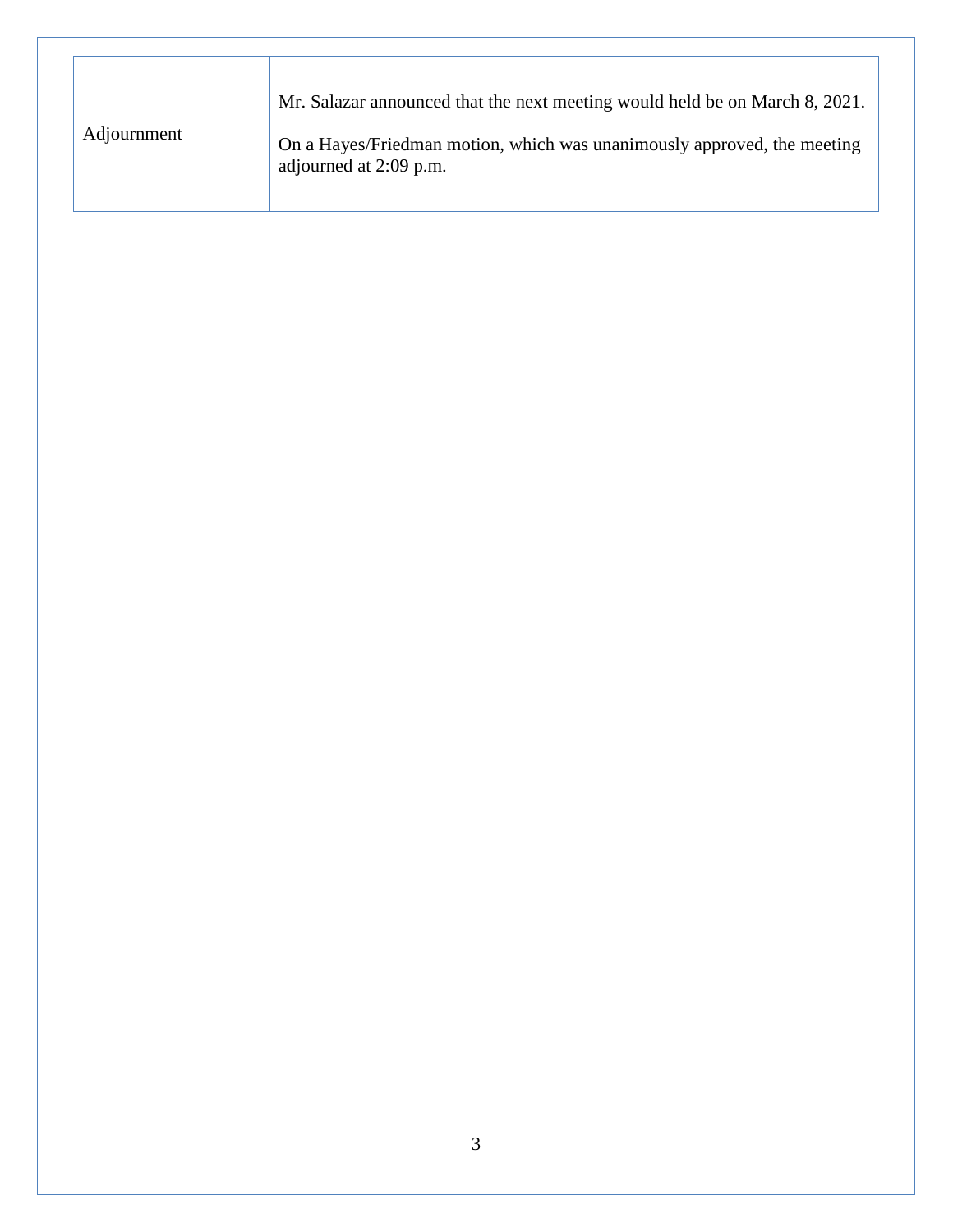| | |
|---|---|
| Adjournment | Mr. Salazar announced that the next meeting would held be on March 8, 2021.<br><br>On a Hayes/Friedman motion, which was unanimously approved, the meeting adjourned at 2:09 p.m. |